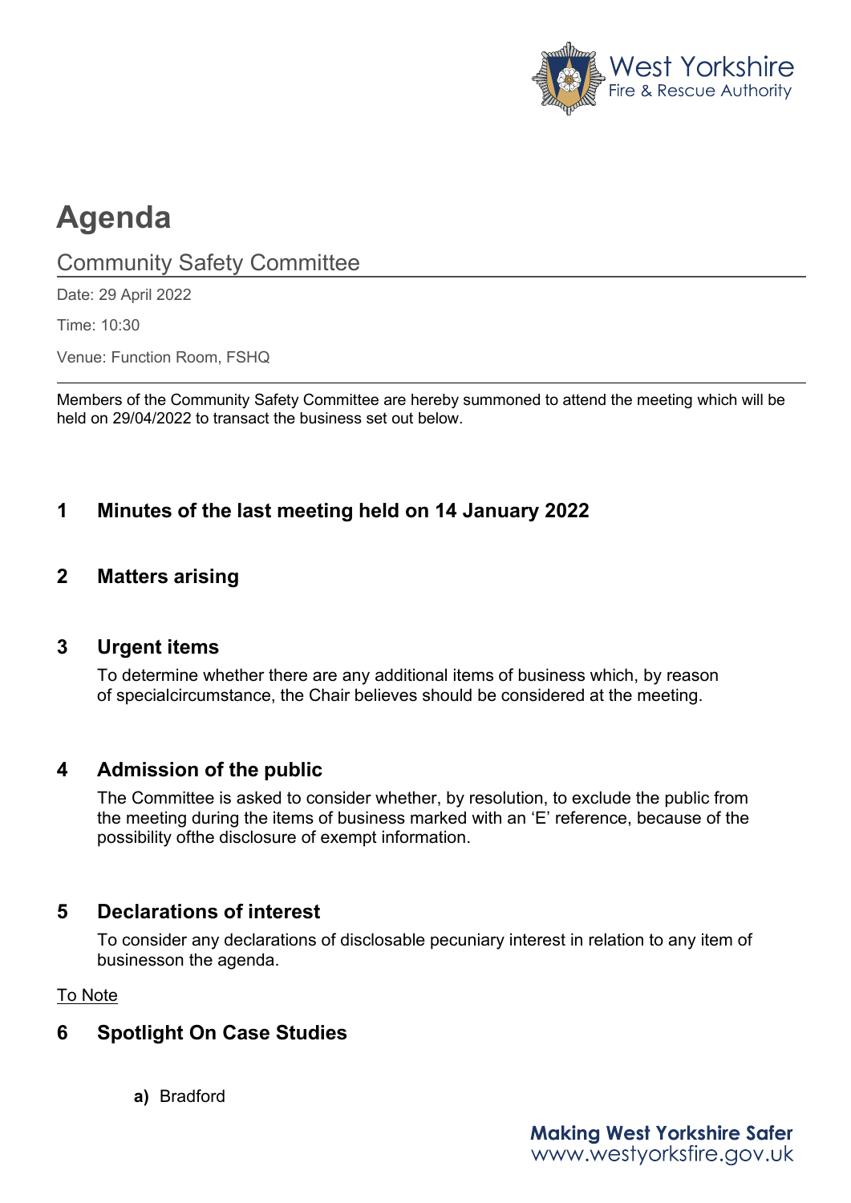# Agenda

## Community Safety Committee

Date: 29 April 2022

Time: 10:30

Venue: Function Room, FSHQ

Members of the Community Safety Committee are hereby summoned to attend the meeting which will be held on 29/04/2022 to transact the business set out below.

### 1 Minutes of the last meeting held on 14 January 2022

### 2 Matters arising

### 3 Urgent items

To determine whether there are any additional items of business which, by reason of specialcircumstance, the Chair believes should be considered at the meeting.

### 4 Admission of the public

The Committee is asked to consider whether, by resolution, to exclude the public from the meeting during the items of business marked with an 'E' reference, because of the possibility ofthe disclosure of exempt information.

### 5 Declarations of interest

To consider any declarations of disclosable pecuniary interest in relation to any item of businesson the agenda.

To Note

### 6 Spotlight On Case Studies

**a)** Bradford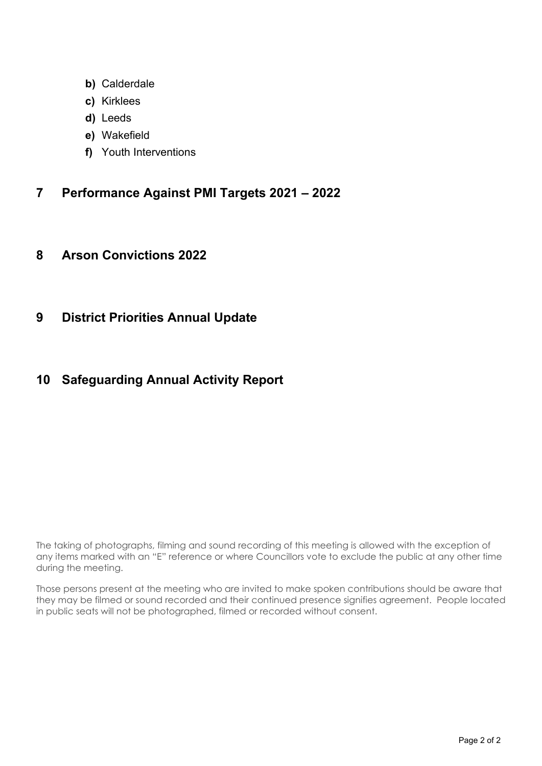- **b)** Calderdale
- **c)** Kirklees
- **d)** Leeds
- **e)** Wakefield
- **f)** Youth Interventions

## 7 Performance Against PMI Targets 2021 – 2022

## 8 Arson Convictions 2022

## 9 District Priorities Annual Update

## 10 Safeguarding Annual Activity Report

The taking of photographs, filming and sound recording of this meeting is allowed with the exception of any items marked with an "E" reference or where Councillors vote to exclude the public at any other time during the meeting.

Those persons present at the meeting who are invited to make spoken contributions should be aware that they may be filmed or sound recorded and their continued presence signifies agreement. People located in public seats will not be photographed, filmed or recorded without consent.